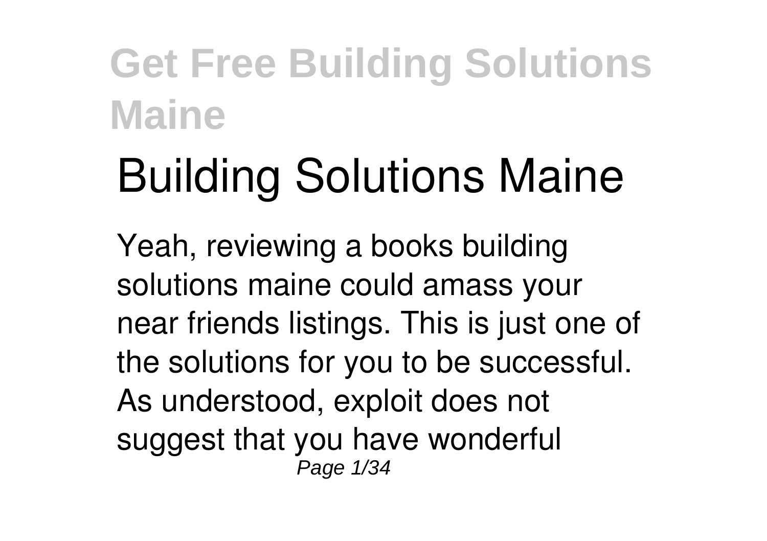# Building Solutions Maine

Yeah, reviewing a books building solutions maine could amass your near friends listings. This is just one of the solutions for you to be successful. As understood, exploit does not suggest that you have wonderful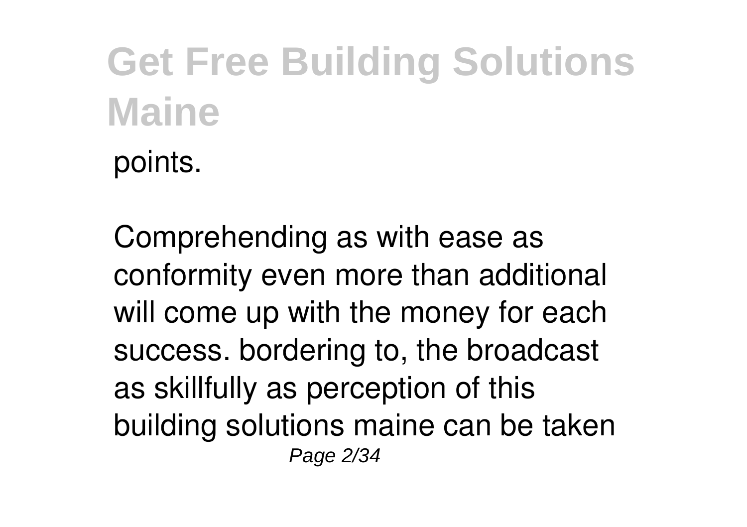points.

Comprehending as with ease as conformity even more than additional will come up with the money for each success. bordering to, the broadcast as skillfully as perception of this building solutions maine can be taken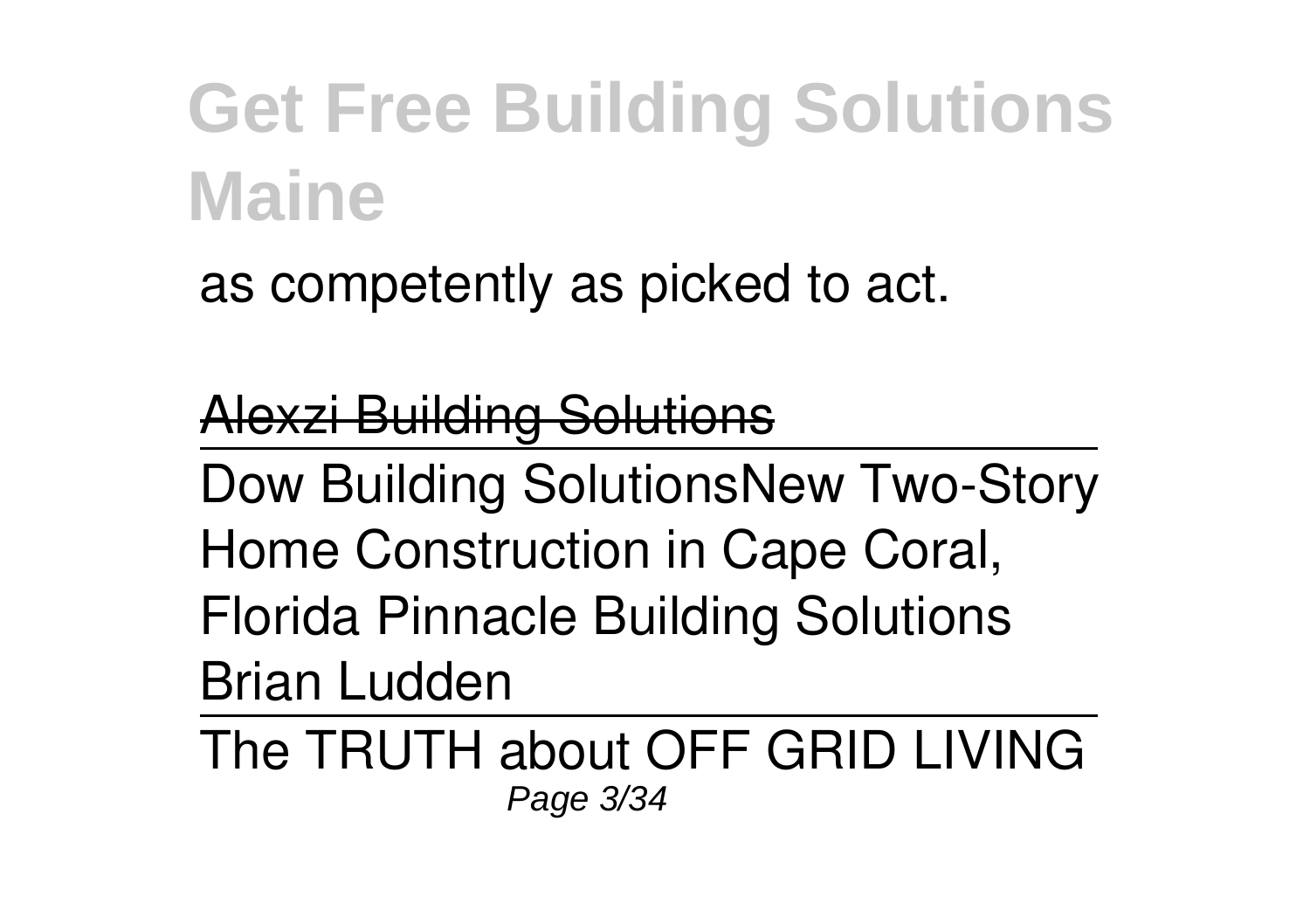as competently as picked to act.

Alexzi Building Solutions

Dow Building SolutionsNew Two-Story Home Construction in Cape Coral, Florida Pinnacle Building Solutions Brian Ludden

The TRUTH about OFF GRID LIVING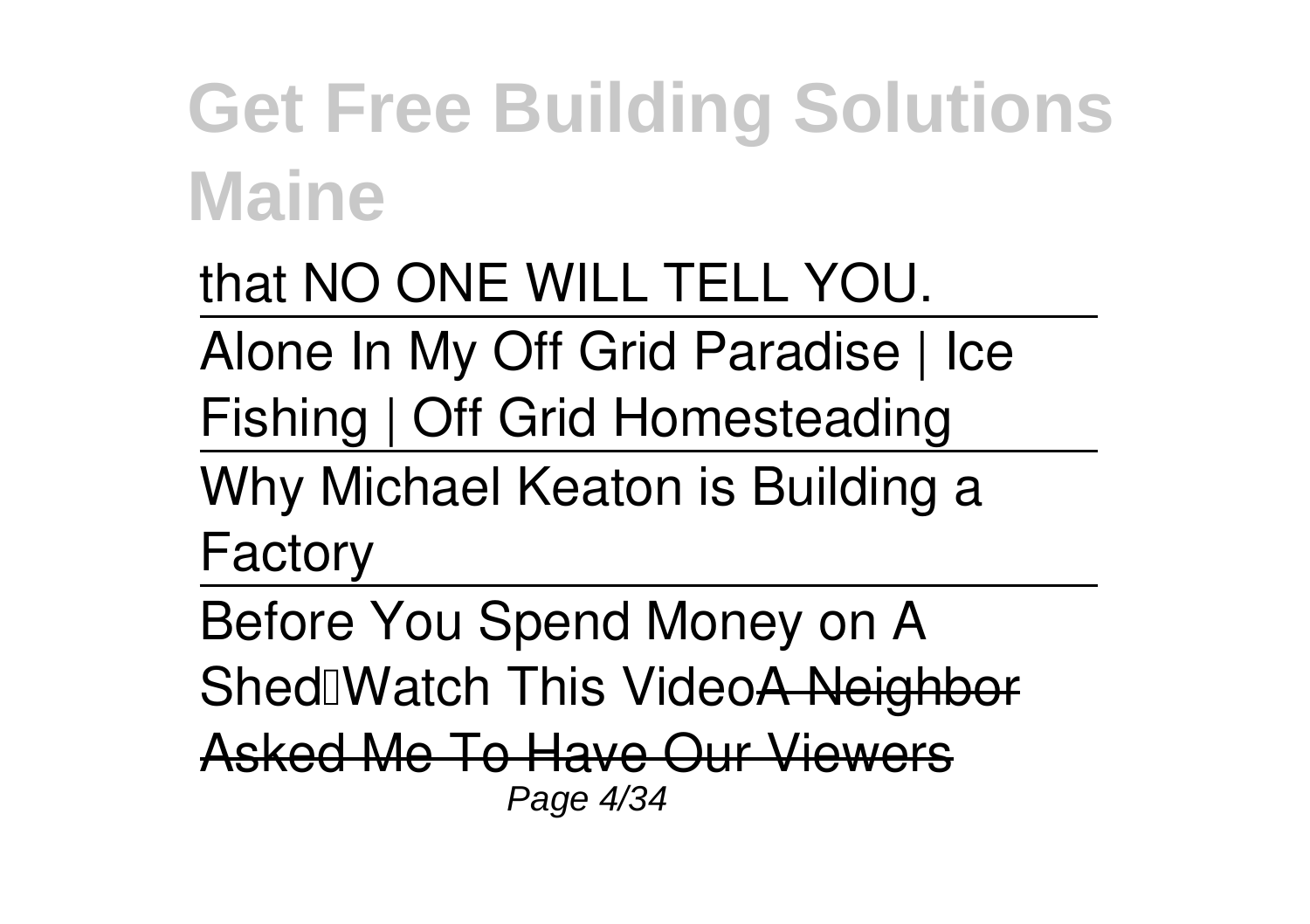that NO ONE WILL TELL YOU.

Alone In My Off Grid Paradise | Ice Fishing | Off Grid Homesteading

Why Michael Keaton is Building a Factory

Before You Spend Money on A Shed…Watch This Video~~A Neighbor Asked Me To Have Our Viewers~~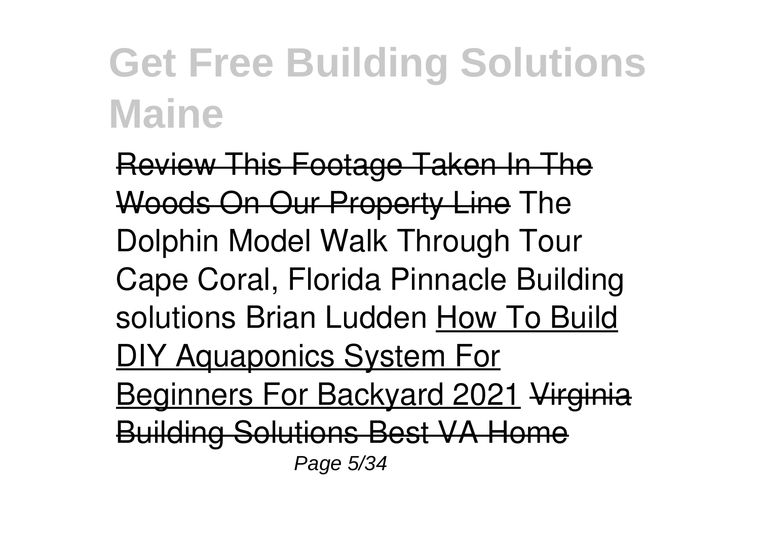~~Review This Footage Taken In The Woods On Our Property Line~~ The Dolphin Model Walk Through Tour Cape Coral, Florida Pinnacle Building solutions Brian Ludden How To Build DIY Aquaponics System For Beginners For Backyard 2021 ~~Virginia Building Solutions Best VA Home~~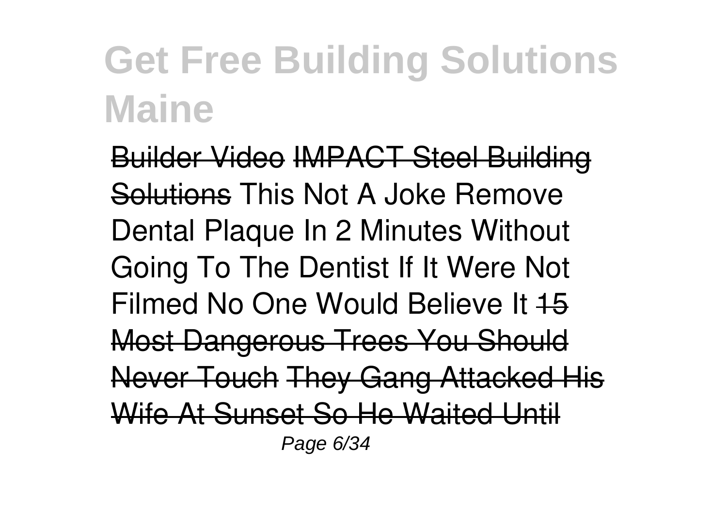~~Builder Video~~ ~~IMPACT Steel Building Solutions~~ This Not A Joke Remove Dental Plaque In 2 Minutes Without Going To The Dentist If It Were Not Filmed No One Would Believe It ~~15 Most Dangerous Trees You Should Never Touch~~ ~~They Gang Attacked His Wife At Sunset So He Waited Until~~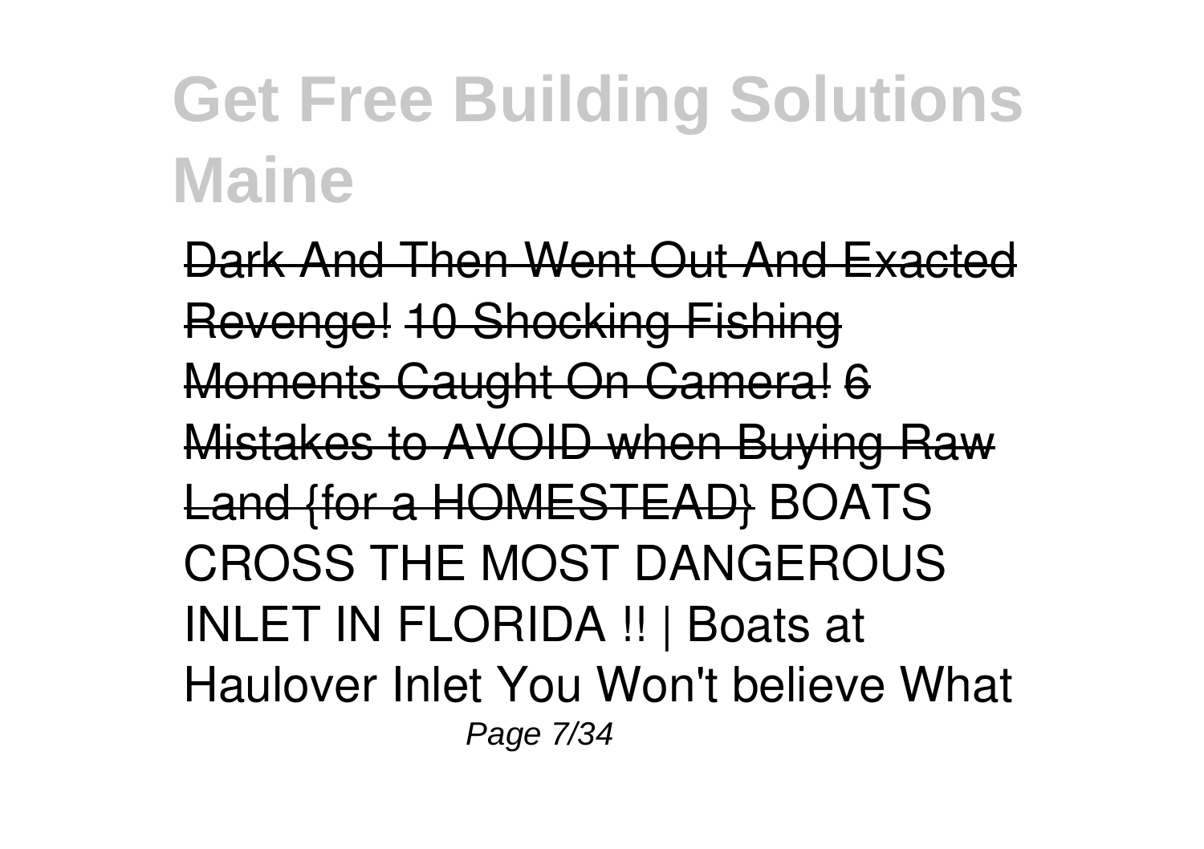# Get Free Building Solutions Maine

~~Dark And Then Went Out And Exacted Revenge!~~ ~~10 Shocking Fishing Moments Caught On Camera!~~ ~~6 Mistakes to AVOID when Buying Raw Land {for a HOMESTEAD}~~ BOATS CROSS THE MOST DANGEROUS INLET IN FLORIDA !! | Boats at Haulover Inlet You Won't believe What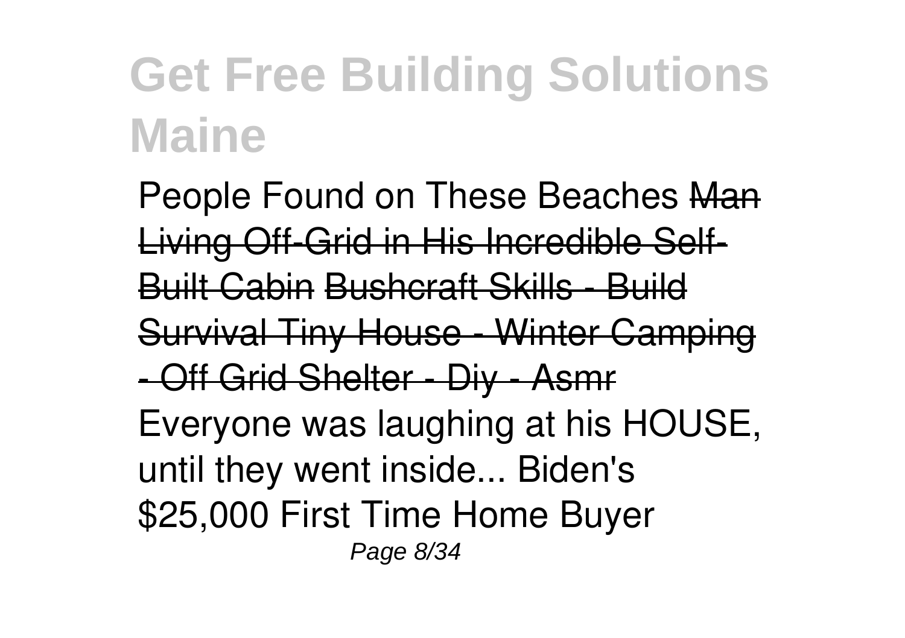People Found on These Beaches ~~Man Living Off-Grid in His Incredible Self-Built Cabin~~ ~~Bushcraft Skills - Build Survival Tiny House - Winter Camping - Off Grid Shelter - Diy - Asmr~~ Everyone was laughing at his HOUSE, until they went inside... Biden's $25,000 First Time Home Buyer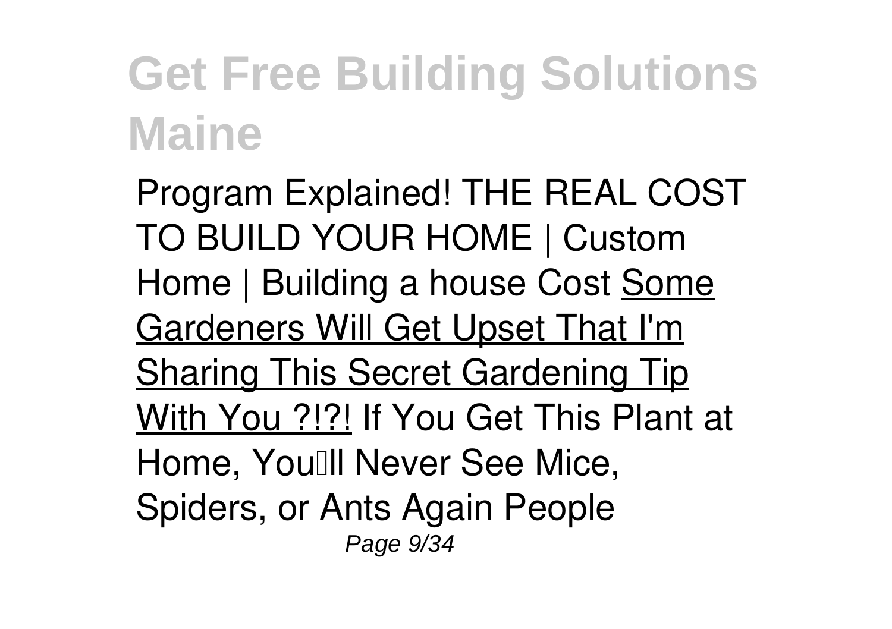Program Explained! THE REAL COST TO BUILD YOUR HOME | Custom Home | Building a house Cost Some Gardeners Will Get Upset That I'm Sharing This Secret Gardening Tip With You ?!?! If You Get This Plant at Home, You'll Never See Mice, Spiders, or Ants Again People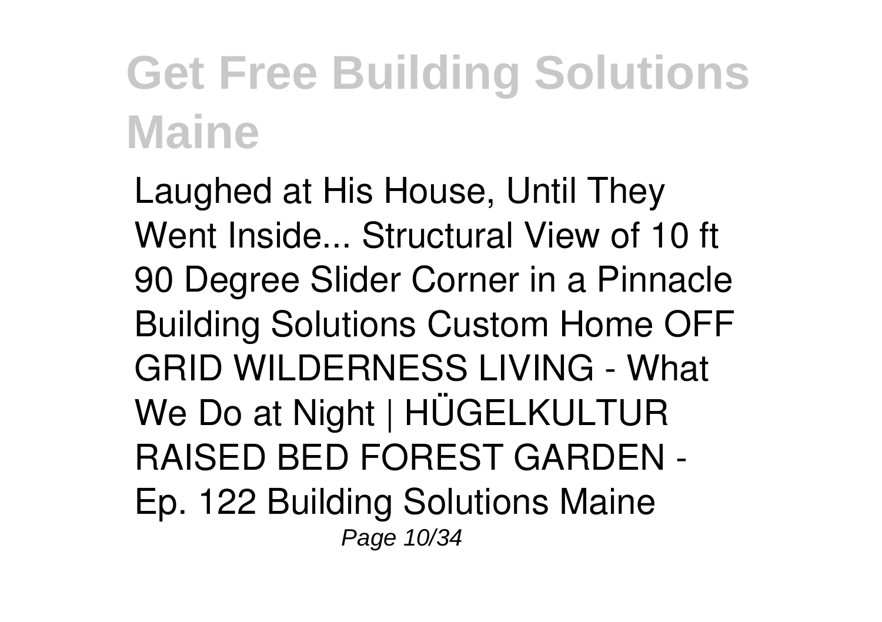Laughed at His House, Until They Went Inside... Structural View of 10 ft 90 Degree Slider Corner in a Pinnacle Building Solutions Custom Home OFF GRID WILDERNESS LIVING - What We Do at Night | HÜGELKULTUR RAISED BED FOREST GARDEN - Ep. 122 Building Solutions Maine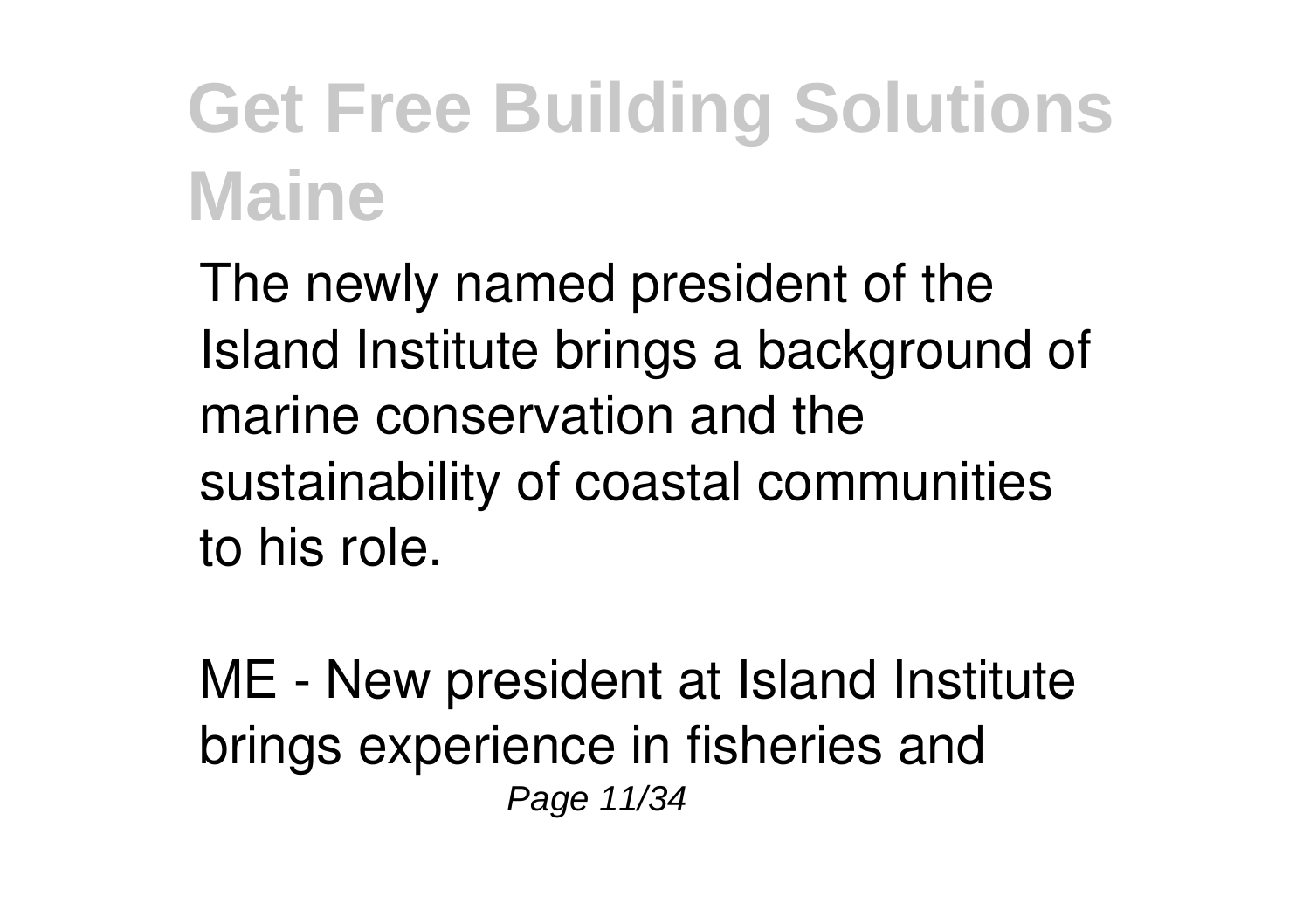The newly named president of the Island Institute brings a background of marine conservation and the sustainability of coastal communities to his role.

ME - New president at Island Institute brings experience in fisheries and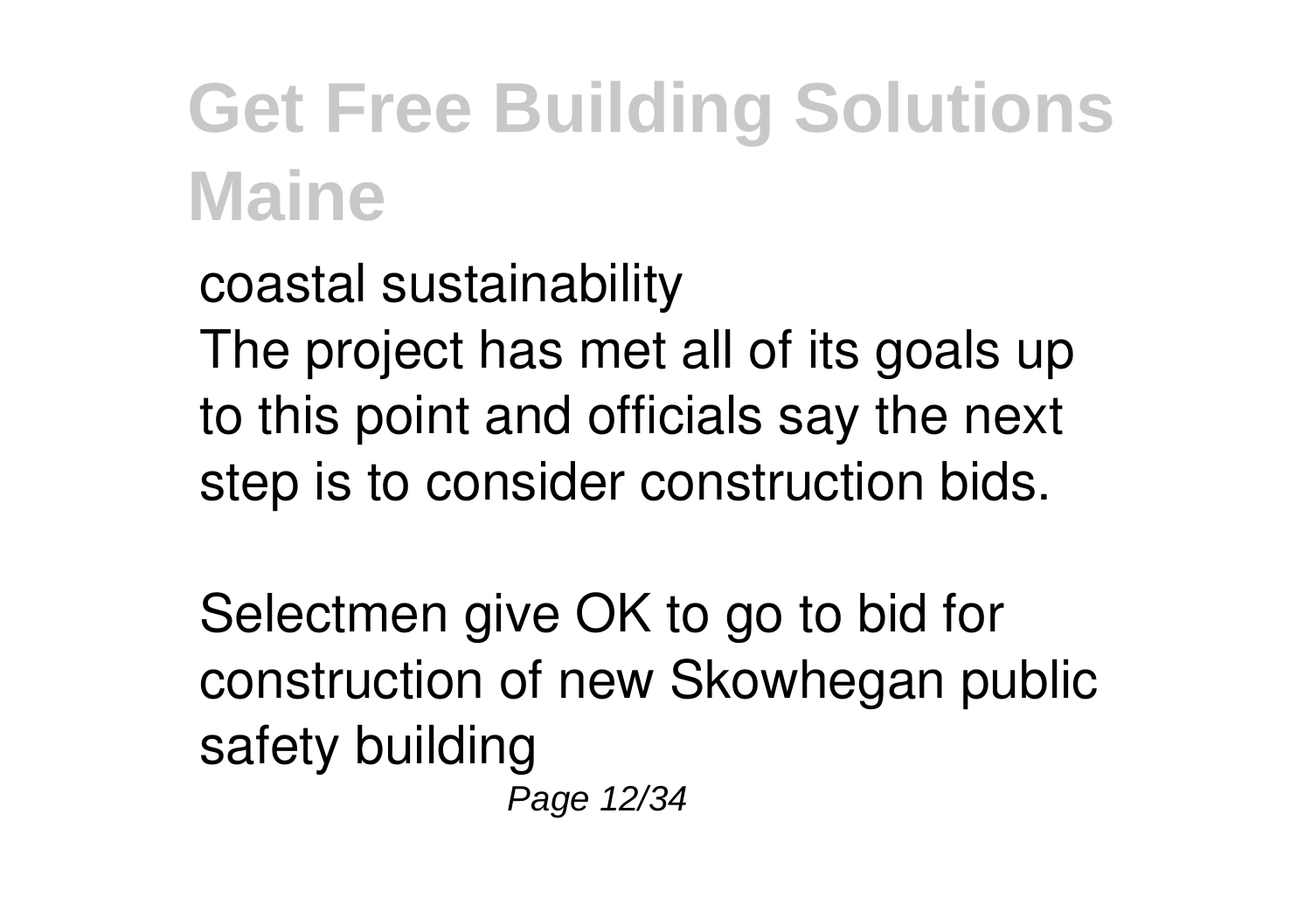coastal sustainability
The project has met all of its goals up to this point and officials say the next step is to consider construction bids.

Selectmen give OK to go to bid for construction of new Skowhegan public safety building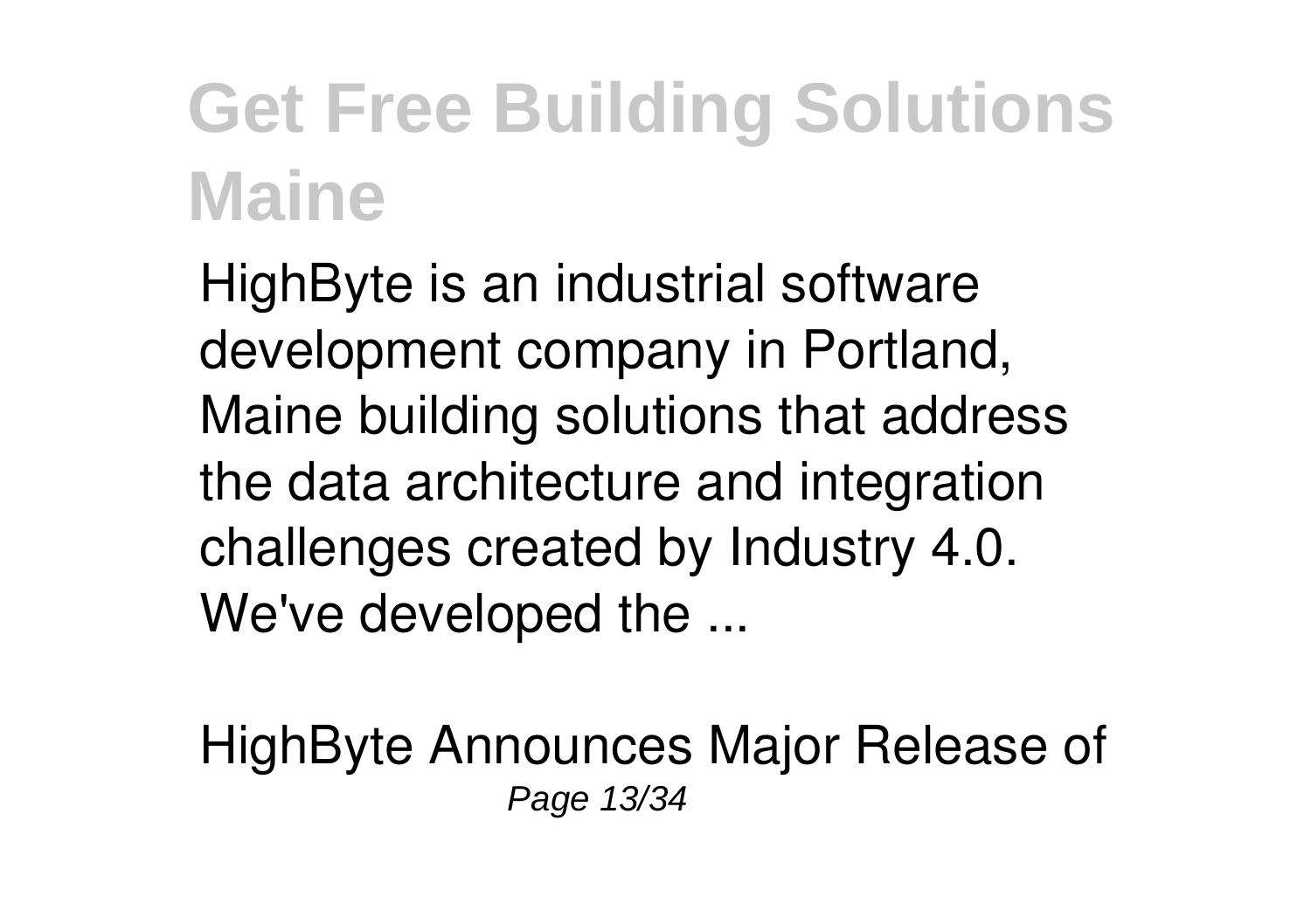# Get Free Building Solutions Maine

HighByte is an industrial software development company in Portland, Maine building solutions that address the data architecture and integration challenges created by Industry 4.0. We've developed the ...

HighByte Announces Major Release of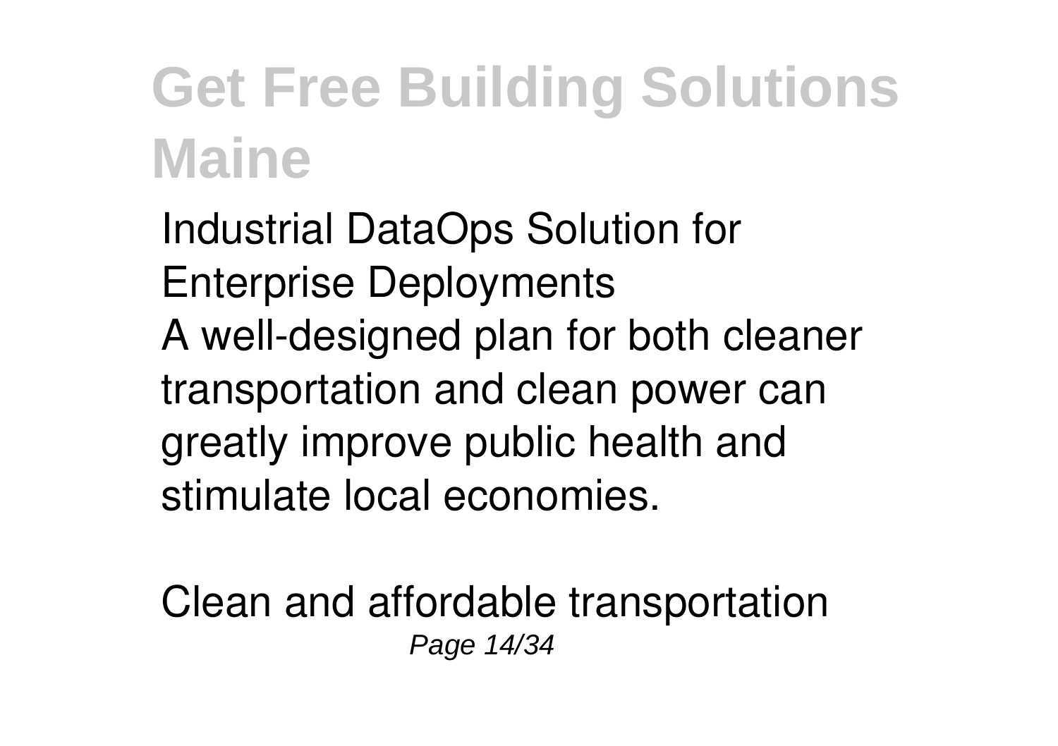Industrial DataOps Solution for Enterprise Deployments

A well-designed plan for both cleaner transportation and clean power can greatly improve public health and stimulate local economies.

Clean and affordable transportation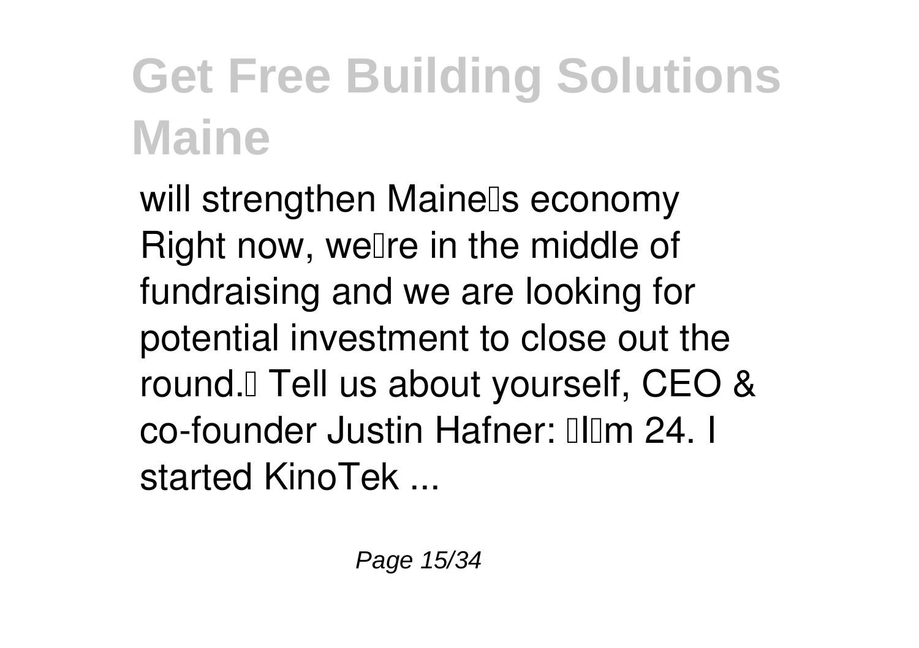will strengthen Maine's economy Right now, we're in the middle of fundraising and we are looking for potential investment to close out the round." Tell us about yourself, CEO & co-founder Justin Hafner: "I'm 24. I started KinoTek ...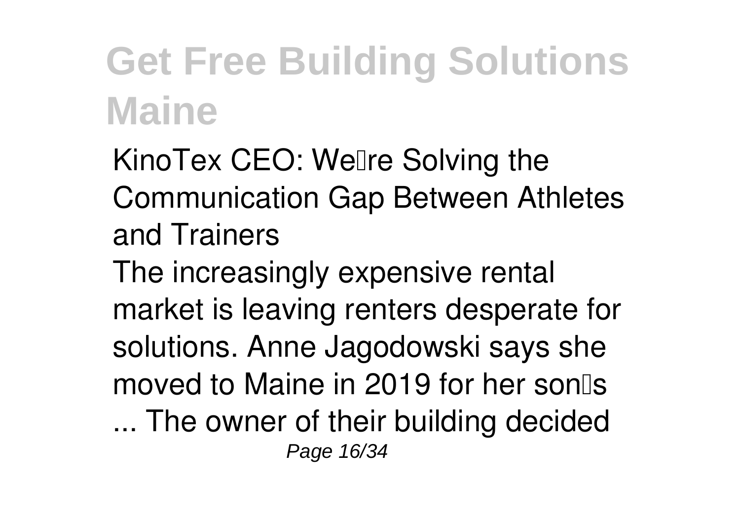**KinoTex CEO: We’re Solving the Communication Gap Between Athletes and Trainers**

The increasingly expensive rental market is leaving renters desperate for solutions. Anne Jagodowski says she moved to Maine in 2019 for her son’s ... The owner of their building decided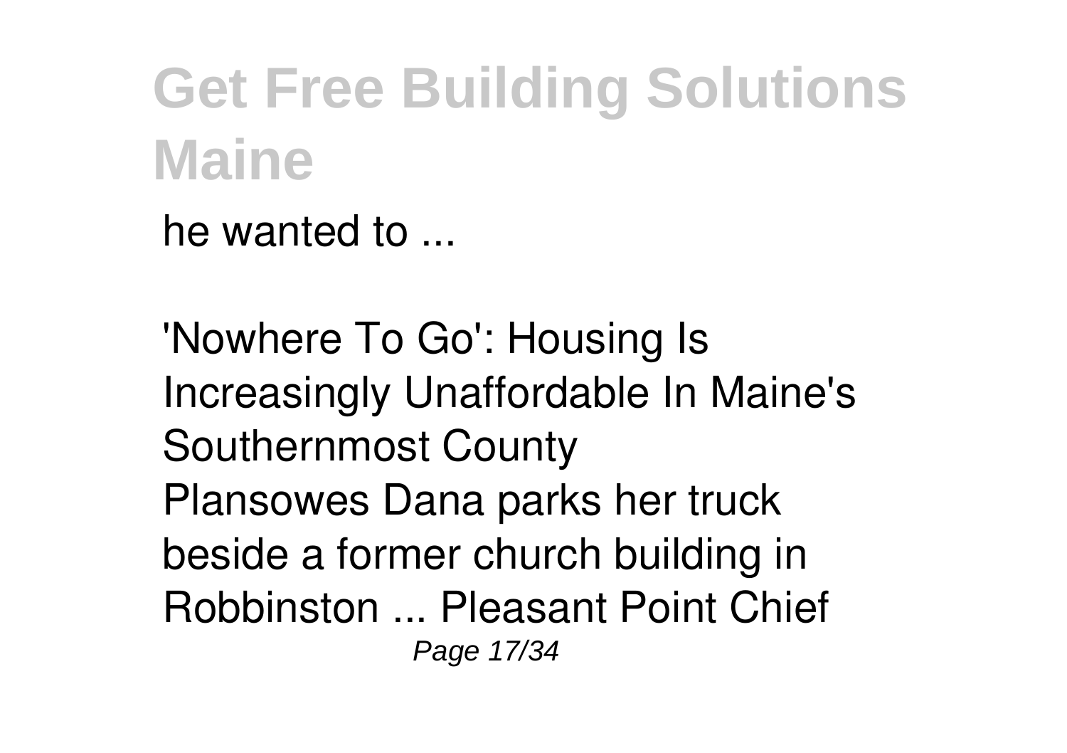he wanted to ...

'Nowhere To Go': Housing Is Increasingly Unaffordable In Maine's Southernmost County
Plansowes Dana parks her truck beside a former church building in Robbinston ... Pleasant Point Chief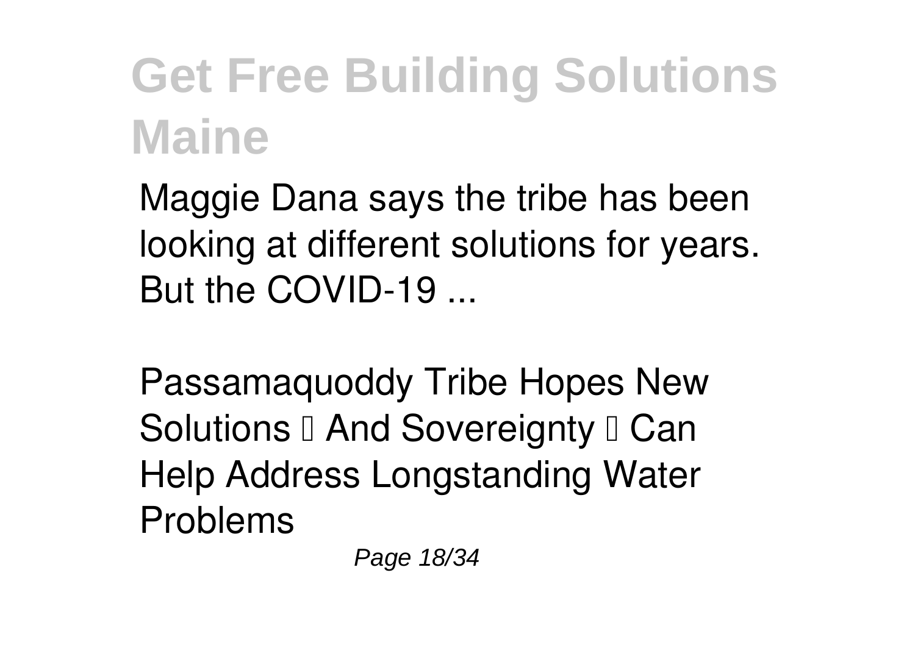Maggie Dana says the tribe has been looking at different solutions for years. But the COVID-19 ...

**Passamaquoddy Tribe Hopes New Solutions — And Sovereignty — Can Help Address Longstanding Water Problems**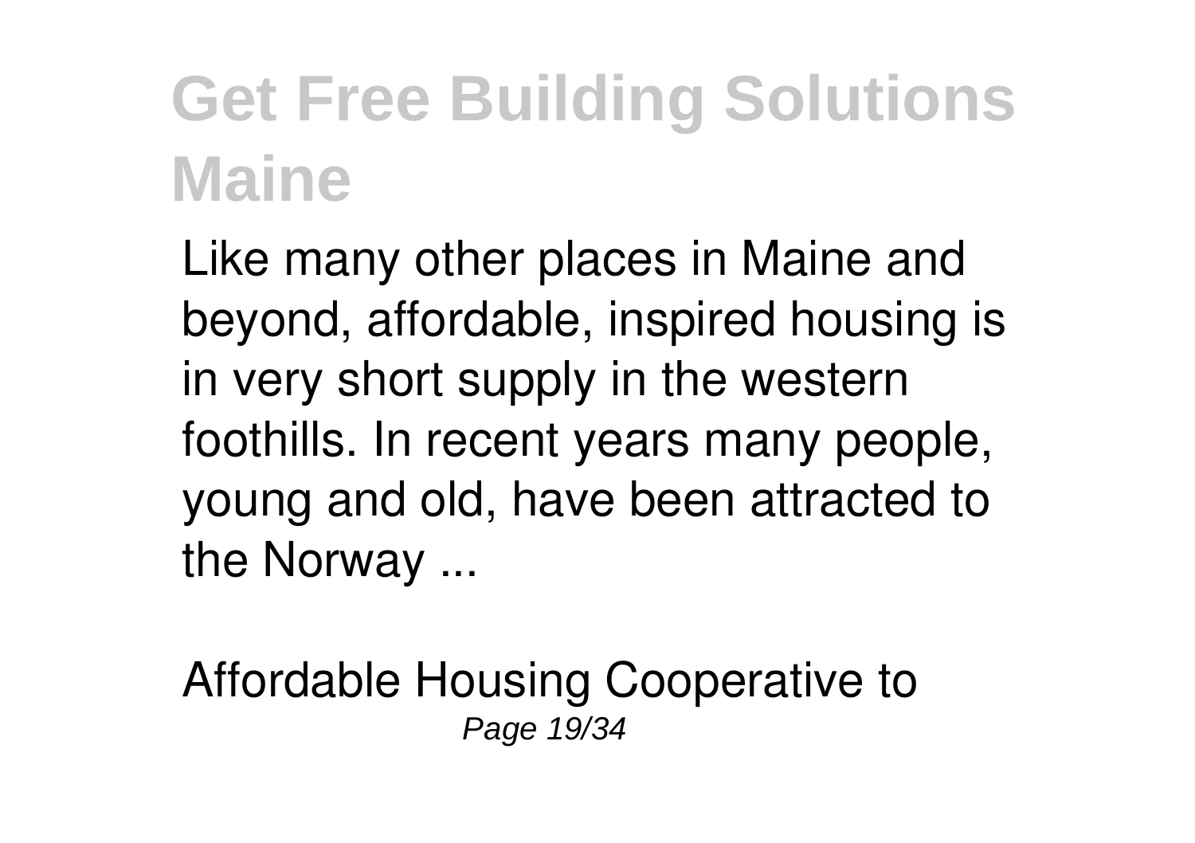# Get Free Building Solutions Maine

Like many other places in Maine and beyond, affordable, inspired housing is in very short supply in the western foothills. In recent years many people, young and old, have been attracted to the Norway ...

Affordable Housing Cooperative to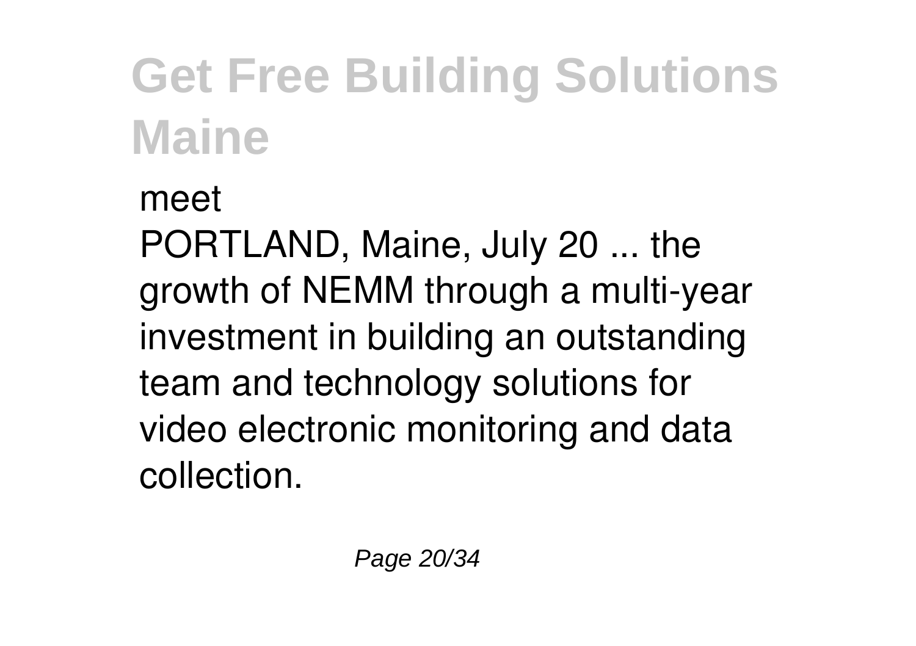meet

PORTLAND, Maine, July 20 ... the growth of NEMM through a multi-year investment in building an outstanding team and technology solutions for video electronic monitoring and data collection.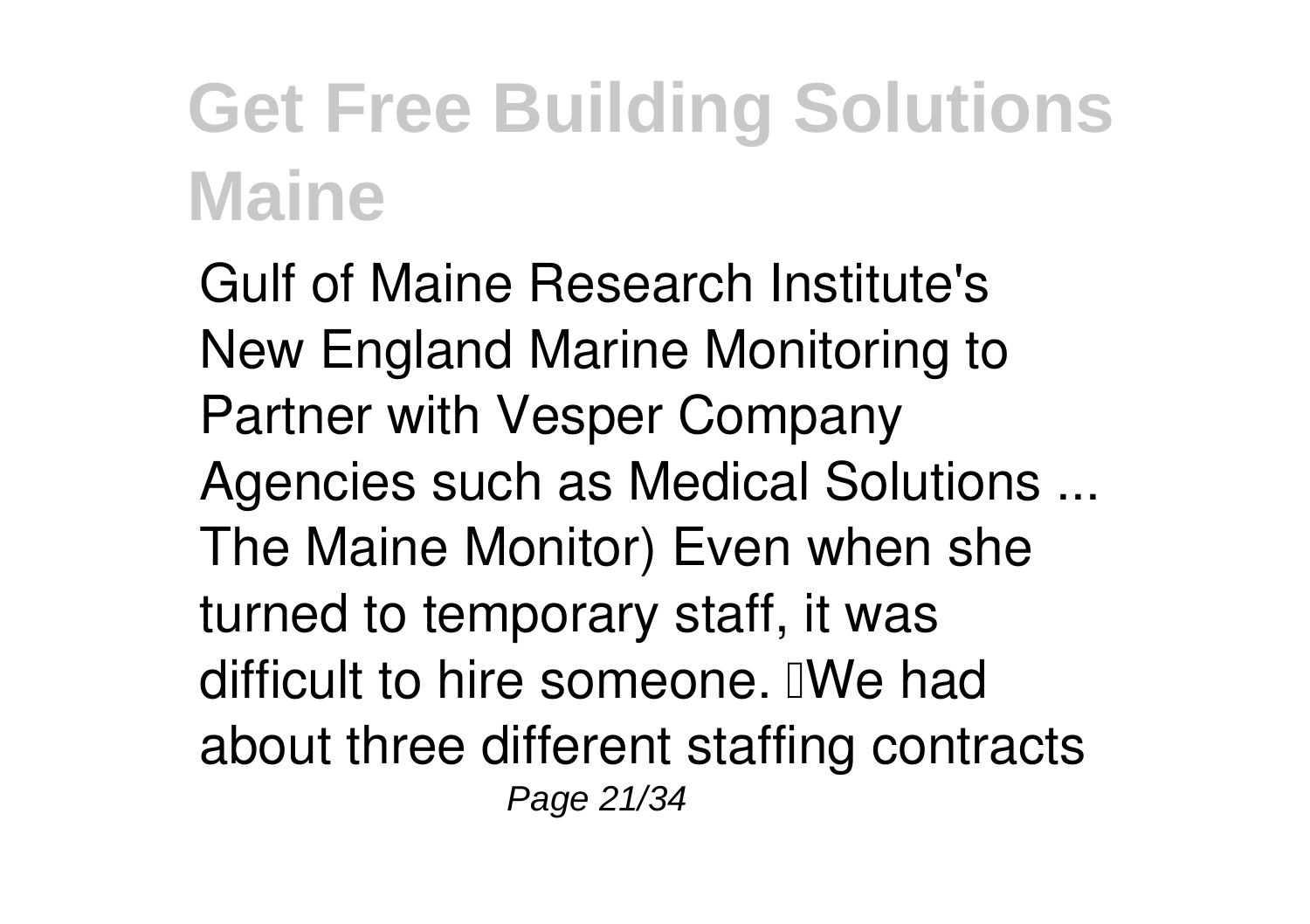# Get Free Building Solutions Maine

Gulf of Maine Research Institute's New England Marine Monitoring to Partner with Vesper Company Agencies such as Medical Solutions ... The Maine Monitor) Even when she turned to temporary staff, it was difficult to hire someone. "We had about three different staffing contracts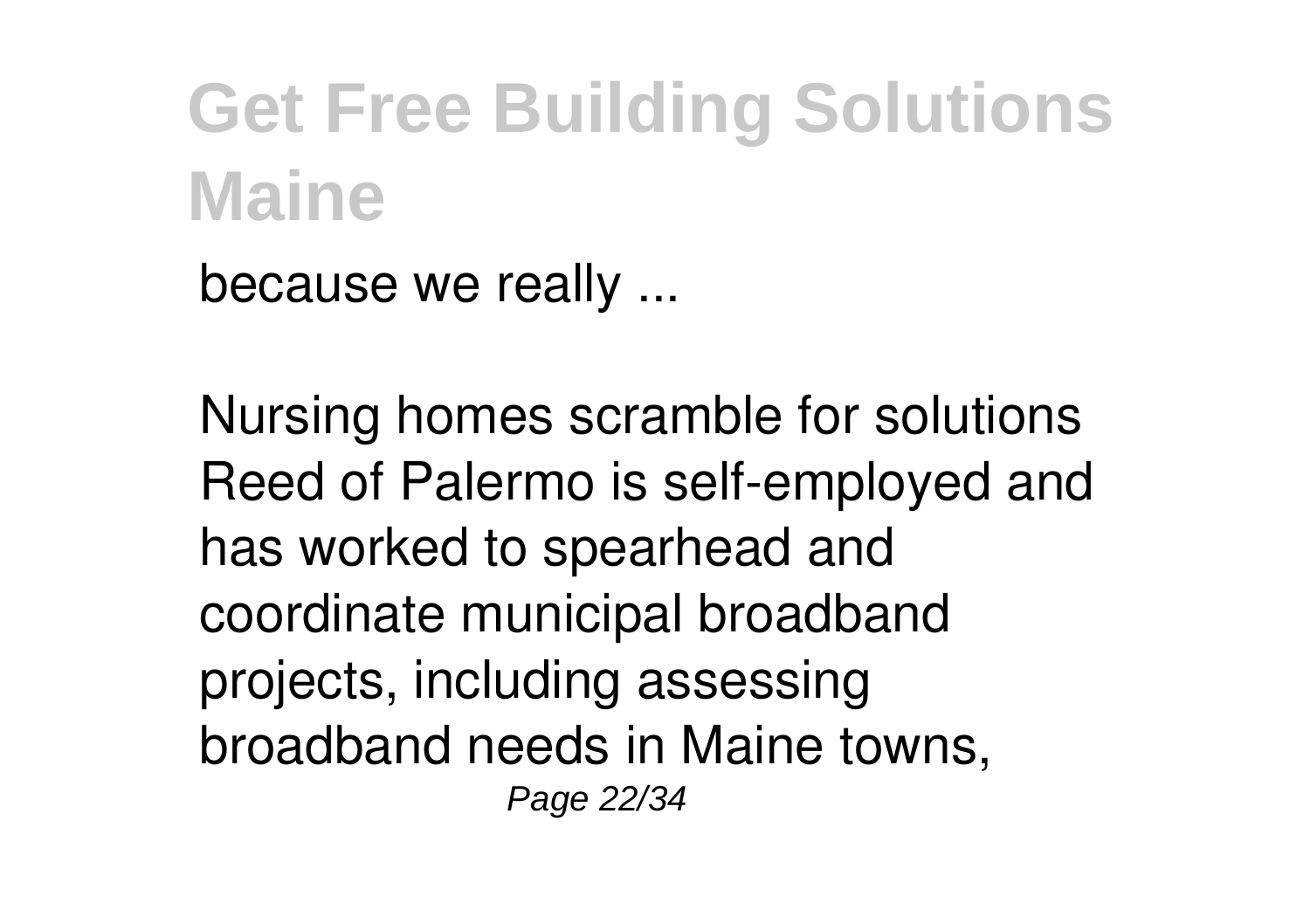because we really ...

Nursing homes scramble for solutions
Reed of Palermo is self-employed and has worked to spearhead and coordinate municipal broadband projects, including assessing broadband needs in Maine towns,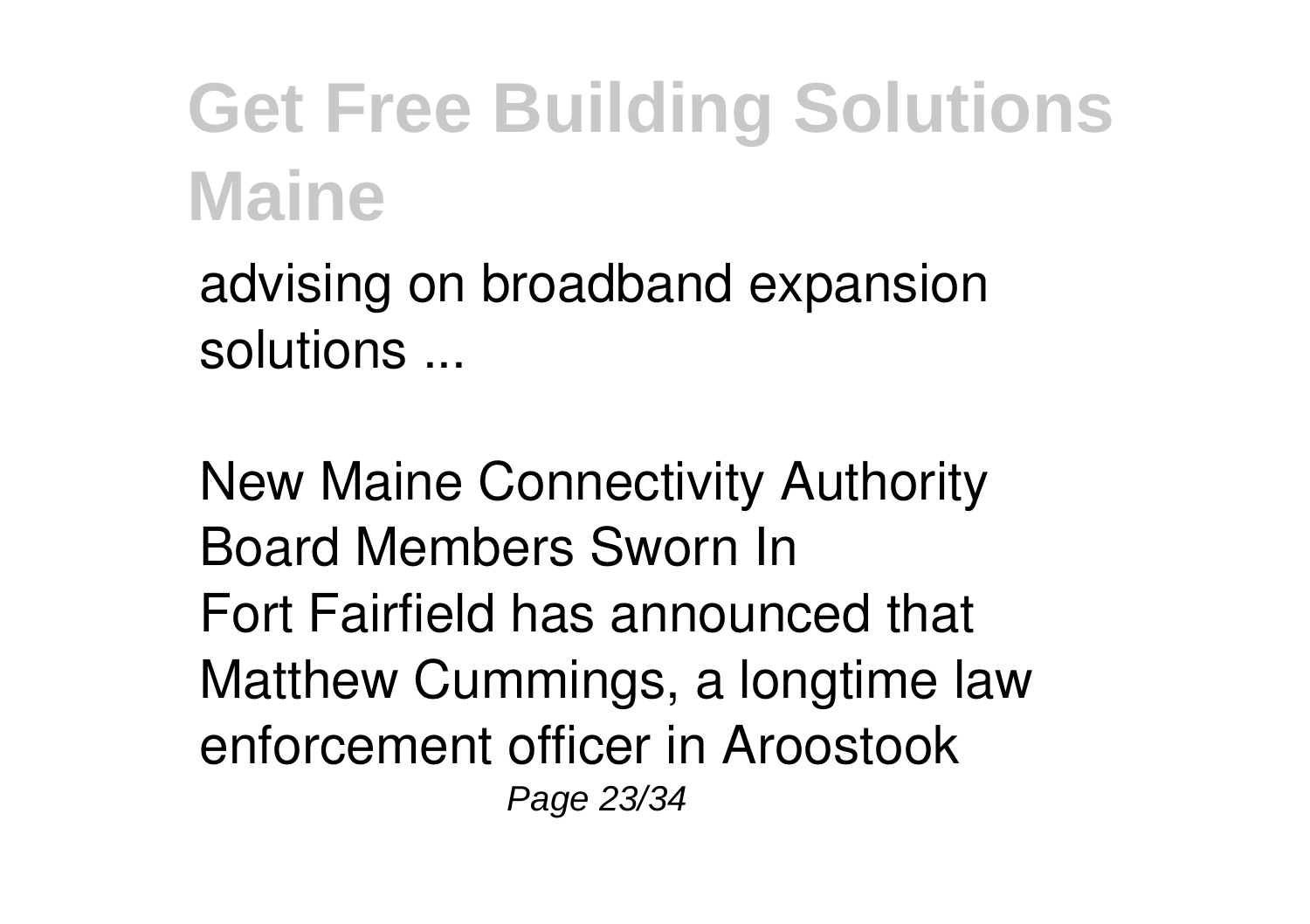advising on broadband expansion solutions ...

New Maine Connectivity Authority Board Members Sworn In
Fort Fairfield has announced that Matthew Cummings, a longtime law enforcement officer in Aroostook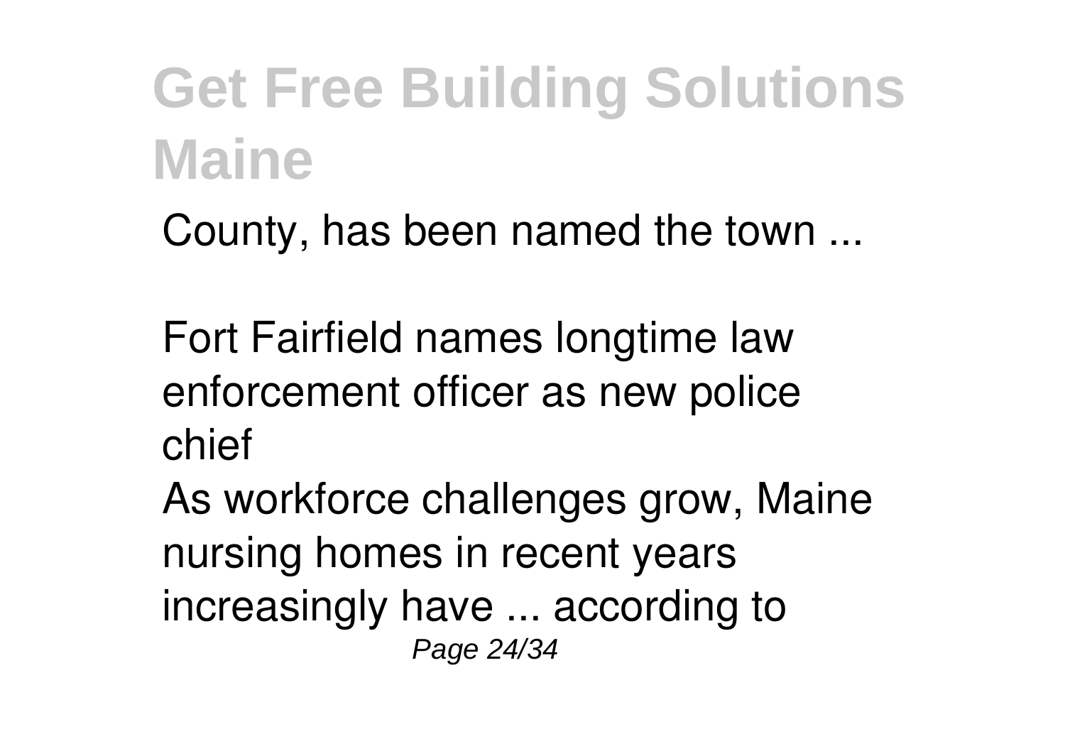County, has been named the town ...

Fort Fairfield names longtime law enforcement officer as new police chief

As workforce challenges grow, Maine nursing homes in recent years increasingly have ... according to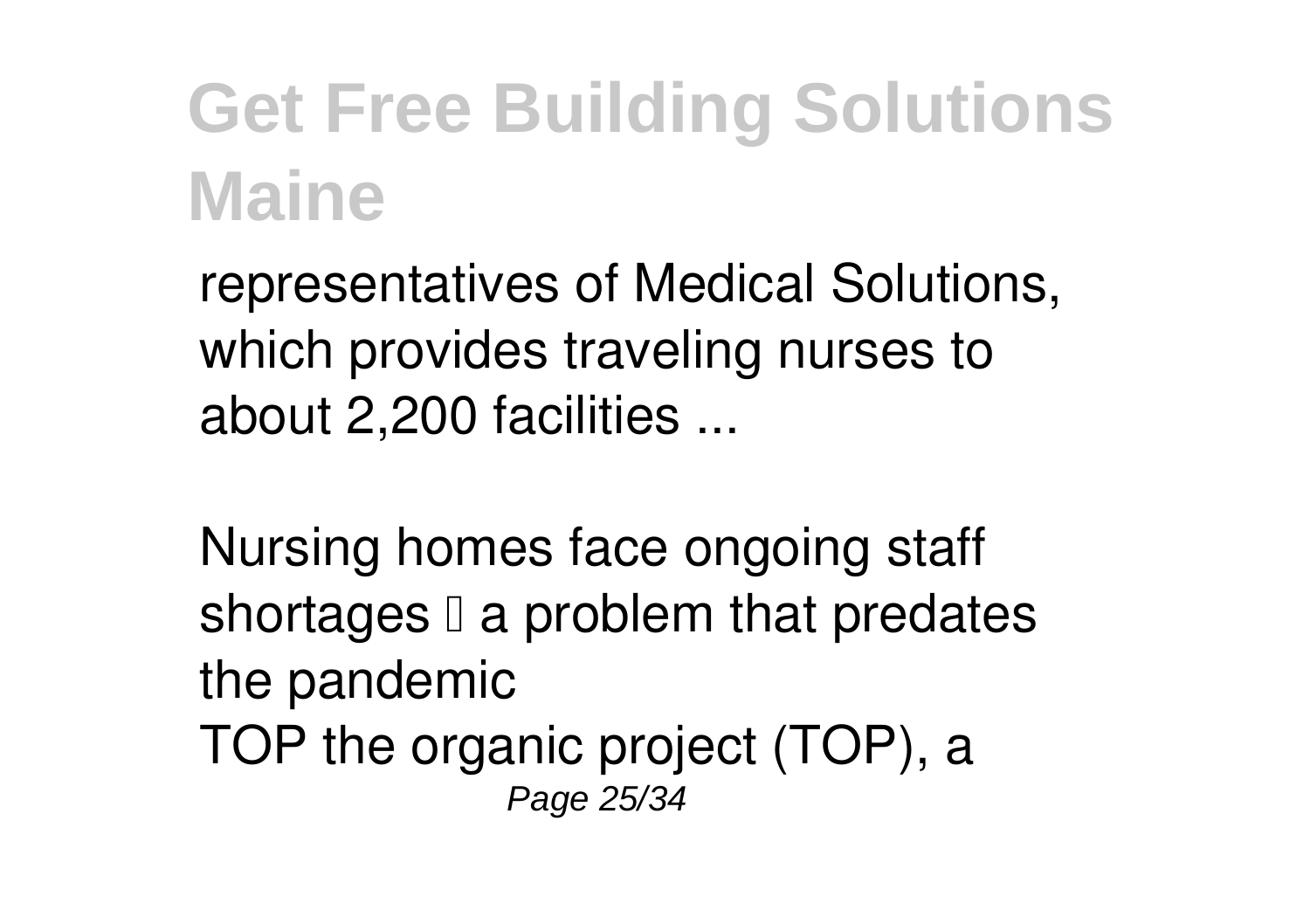representatives of Medical Solutions, which provides traveling nurses to about 2,200 facilities ...

*Nursing homes face ongoing staff shortages — a problem that predates the pandemic*

TOP the organic project (TOP), a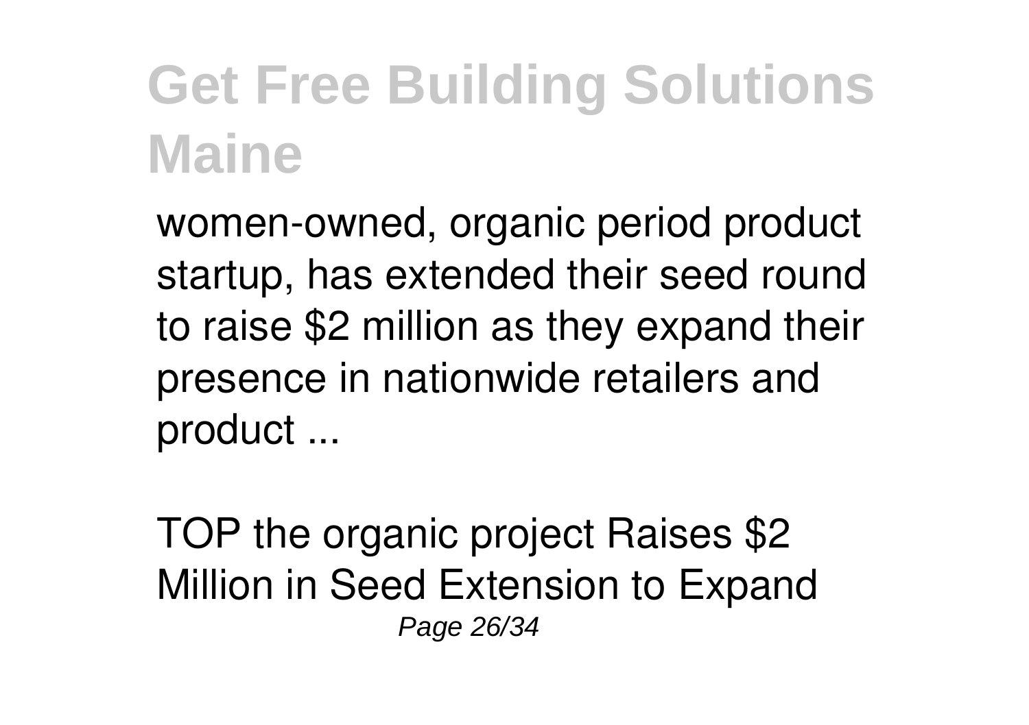women-owned, organic period product startup, has extended their seed round to raise $2 million as they expand their presence in nationwide retailers and product ...

TOP the organic project Raises $2 Million in Seed Extension to Expand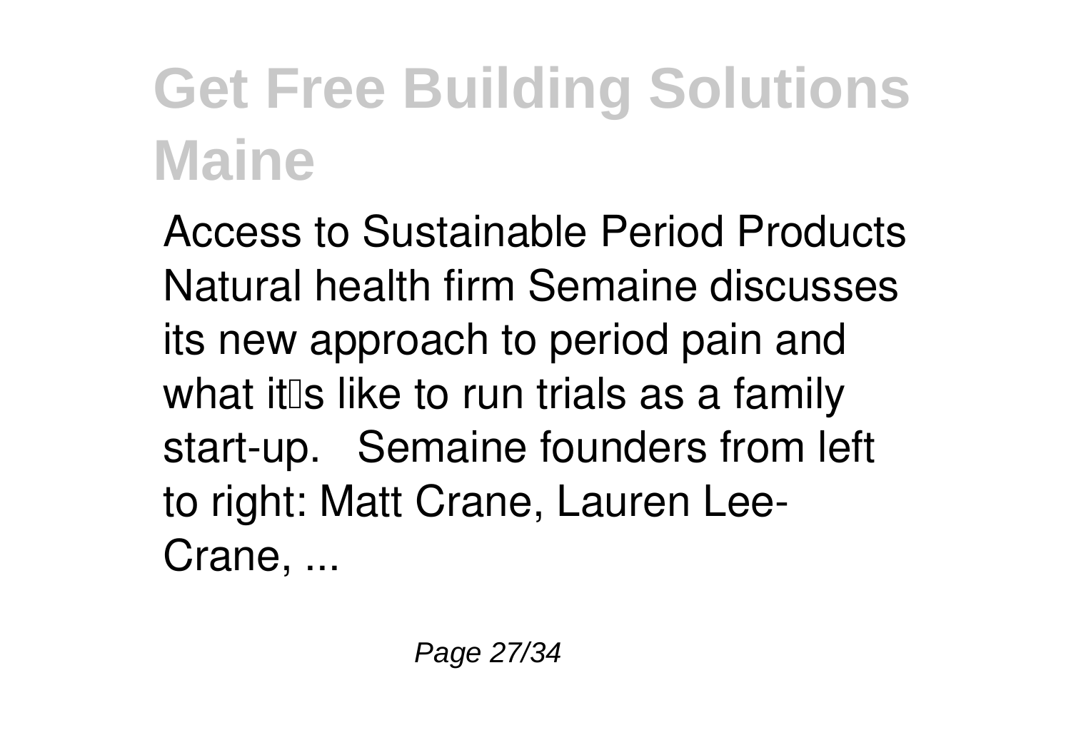# Get Free Building Solutions Maine

Access to Sustainable Period Products Natural health firm Semaine discusses its new approach to period pain and what it's like to run trials as a family start-up.   Semaine founders from left to right: Matt Crane, Lauren Lee-Crane, ...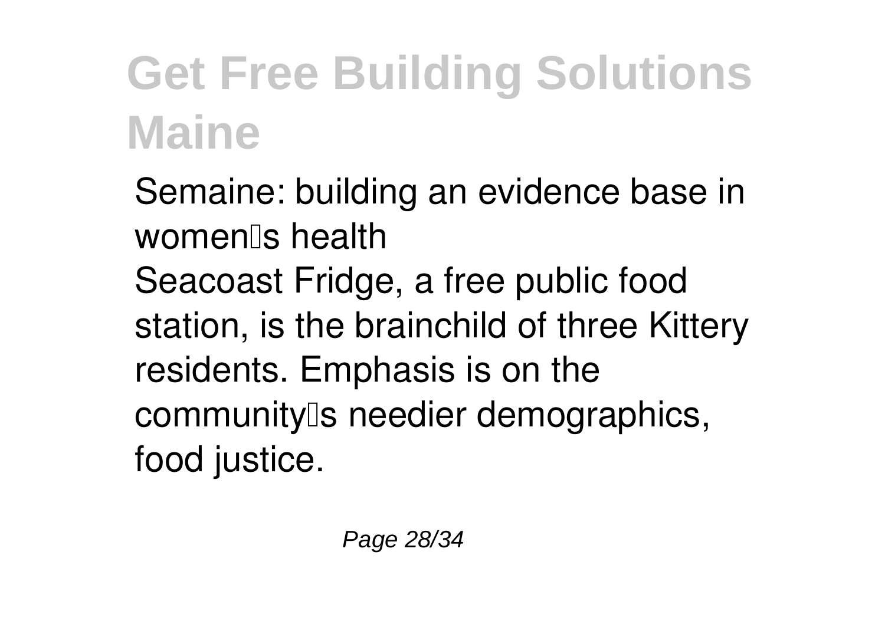# Get Free Building Solutions Maine

Semaine: building an evidence base in women's health

Seacoast Fridge, a free public food station, is the brainchild of three Kittery residents. Emphasis is on the community's needier demographics, food justice.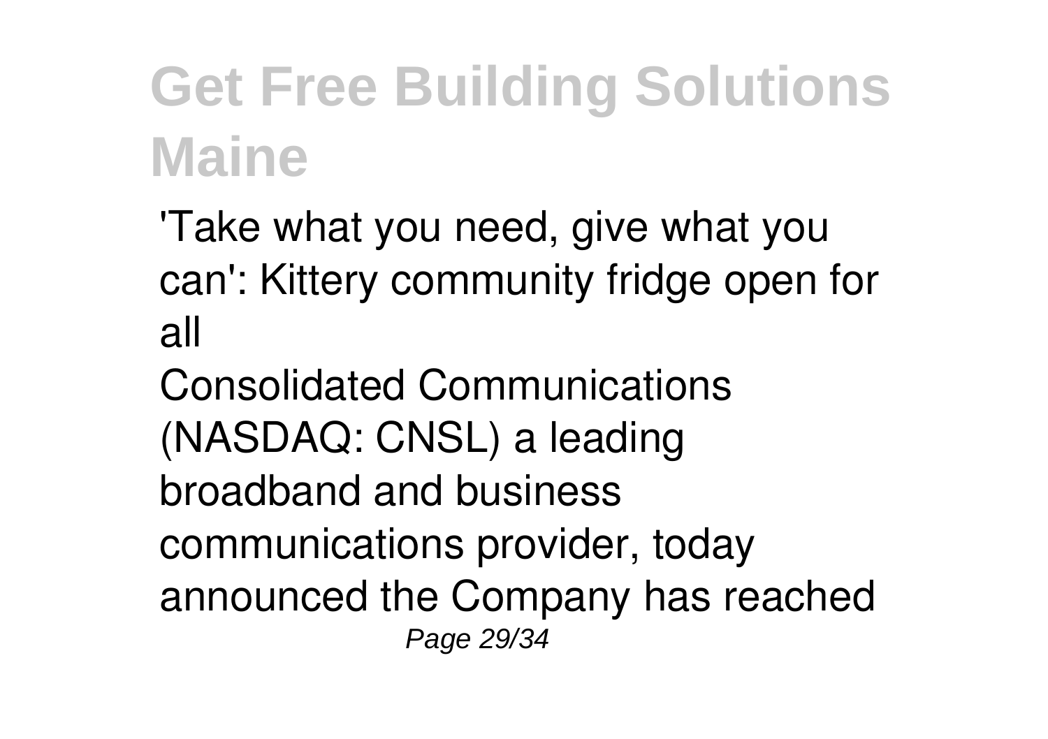'Take what you need, give what you can': Kittery community fridge open for all

Consolidated Communications (NASDAQ: CNSL) a leading broadband and business communications provider, today announced the Company has reached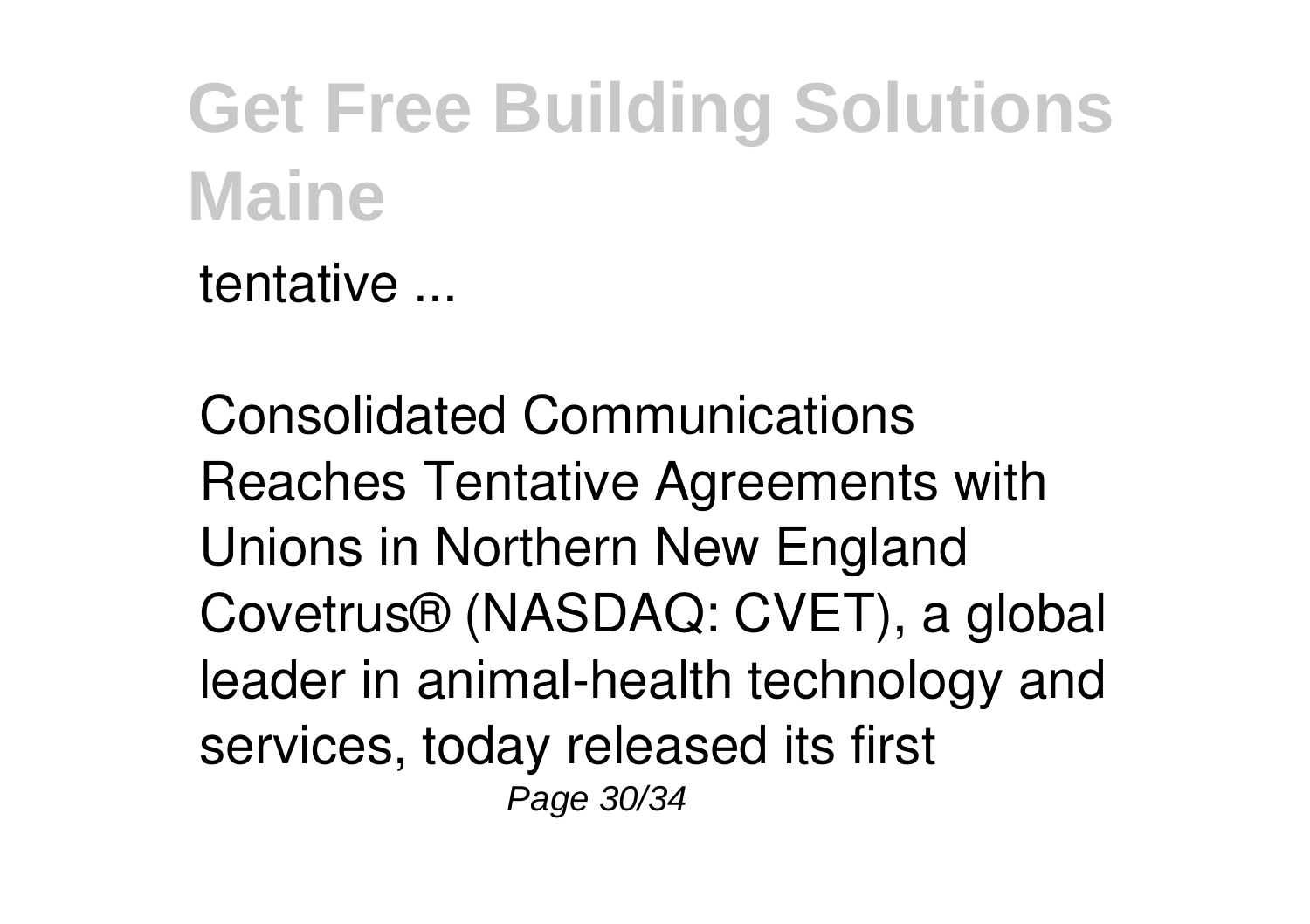tentative ...

Consolidated Communications Reaches Tentative Agreements with Unions in Northern New England
Covetrus® (NASDAQ: CVET), a global leader in animal-health technology and services, today released its first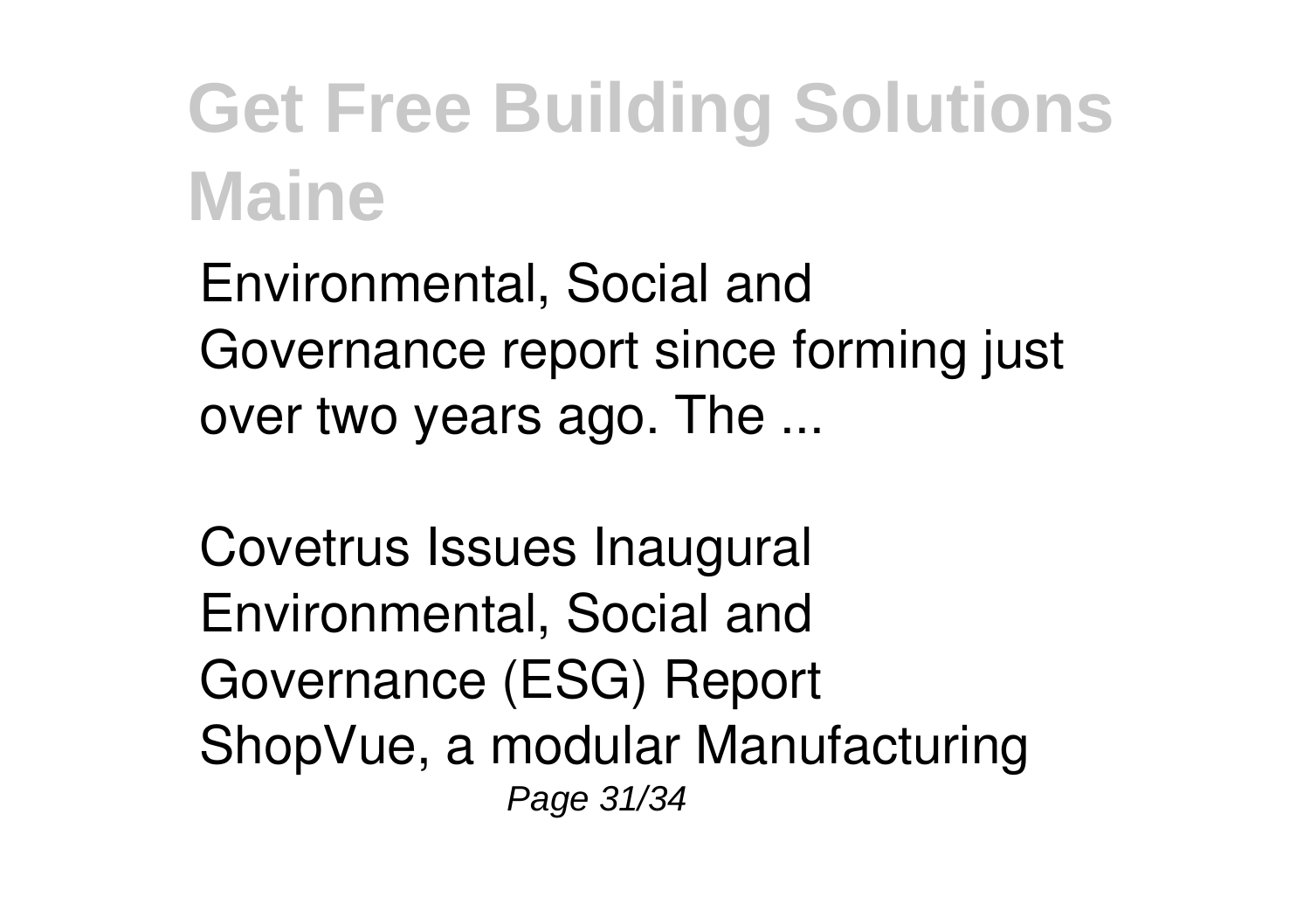Environmental, Social and Governance report since forming just over two years ago. The ...

Covetrus Issues Inaugural Environmental, Social and Governance (ESG) Report
ShopVue, a modular Manufacturing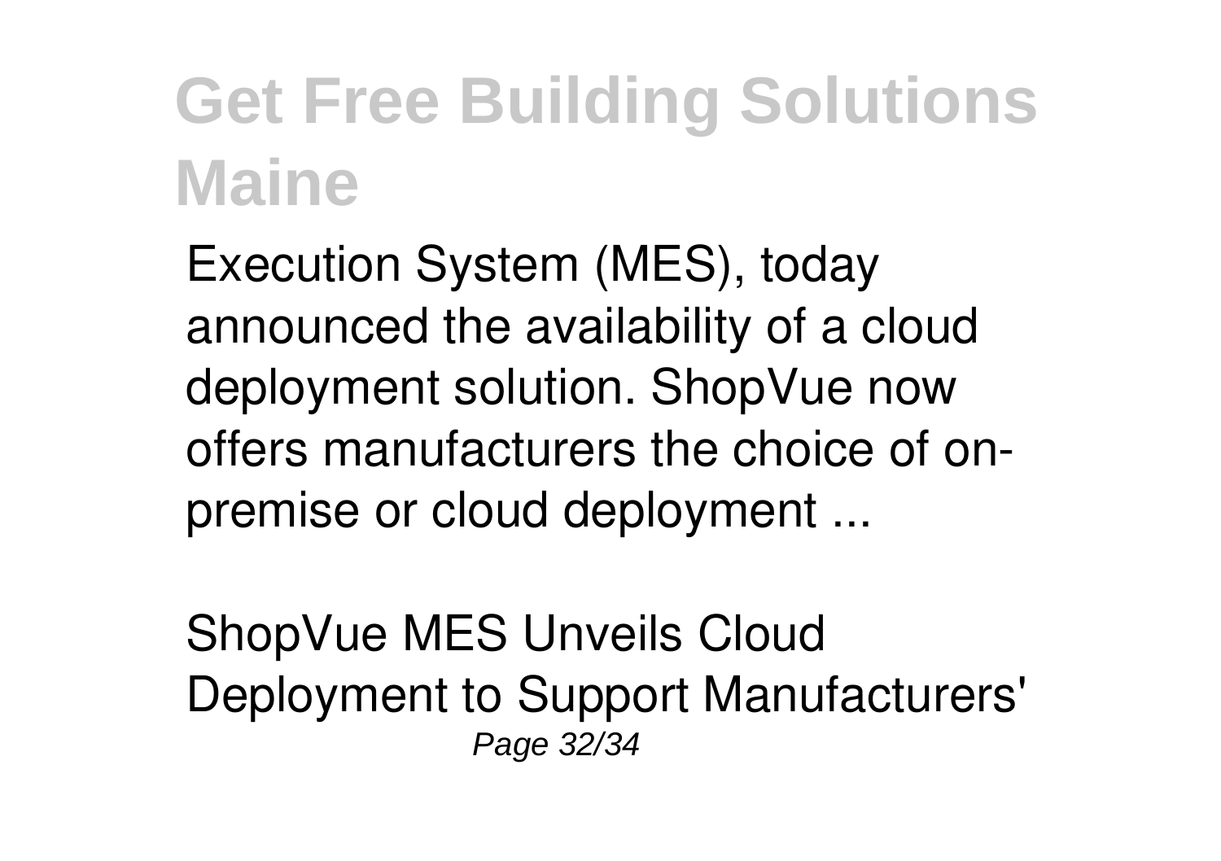Execution System (MES), today announced the availability of a cloud deployment solution. ShopVue now offers manufacturers the choice of on-premise or cloud deployment ...

ShopVue MES Unveils Cloud Deployment to Support Manufacturers'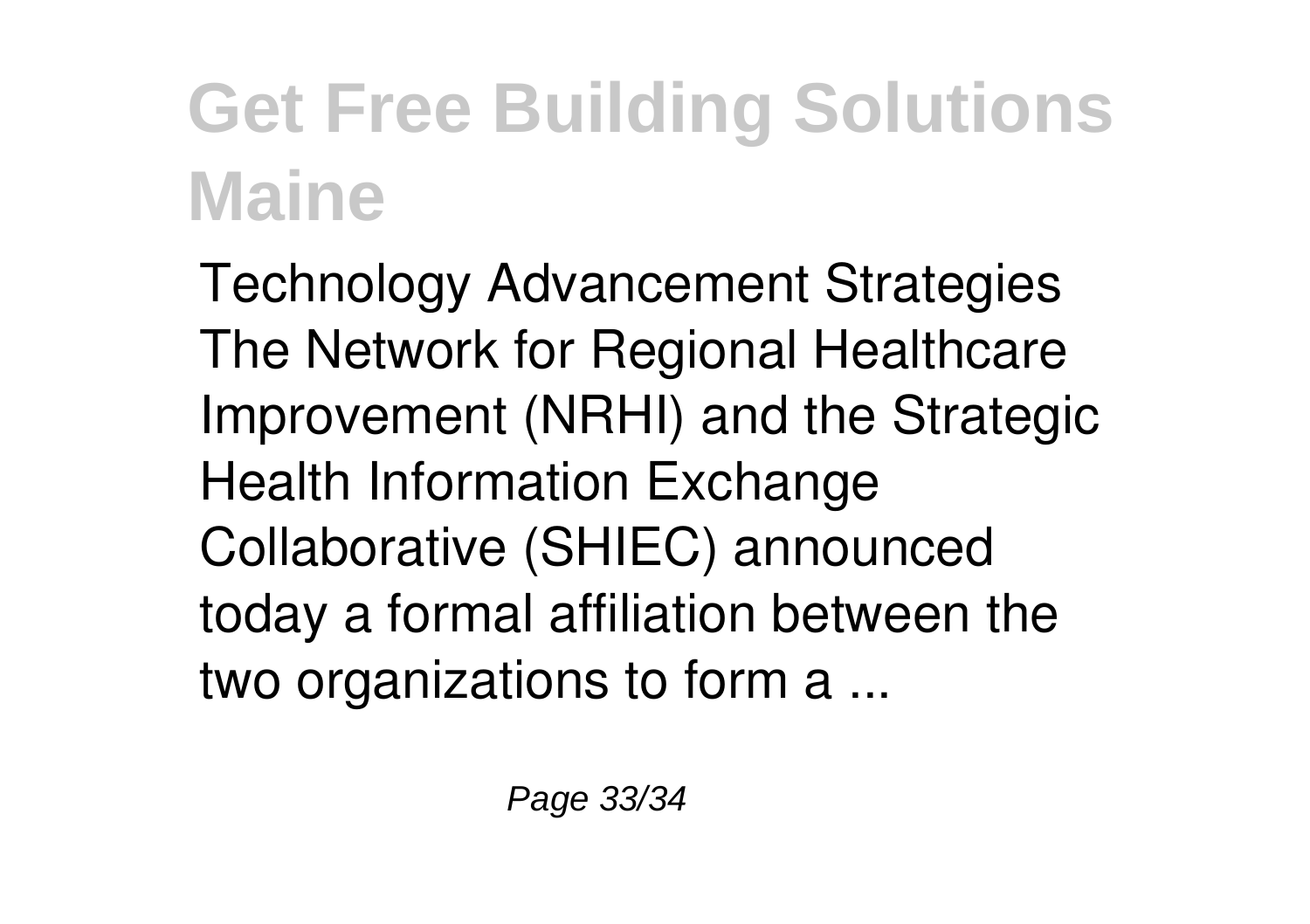Technology Advancement Strategies The Network for Regional Healthcare Improvement (NRHI) and the Strategic Health Information Exchange Collaborative (SHIEC) announced today a formal affiliation between the two organizations to form a ...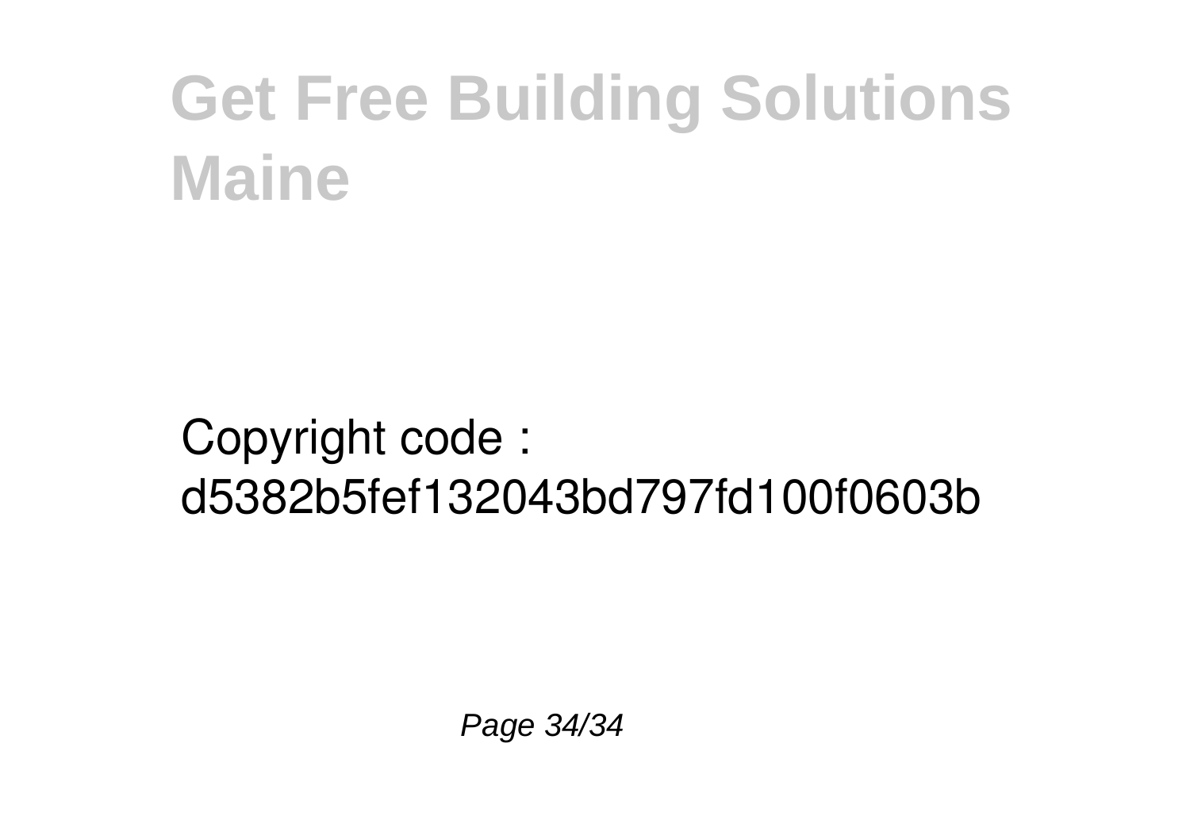Copyright code : d5382b5fef132043bd797fd100f0603b